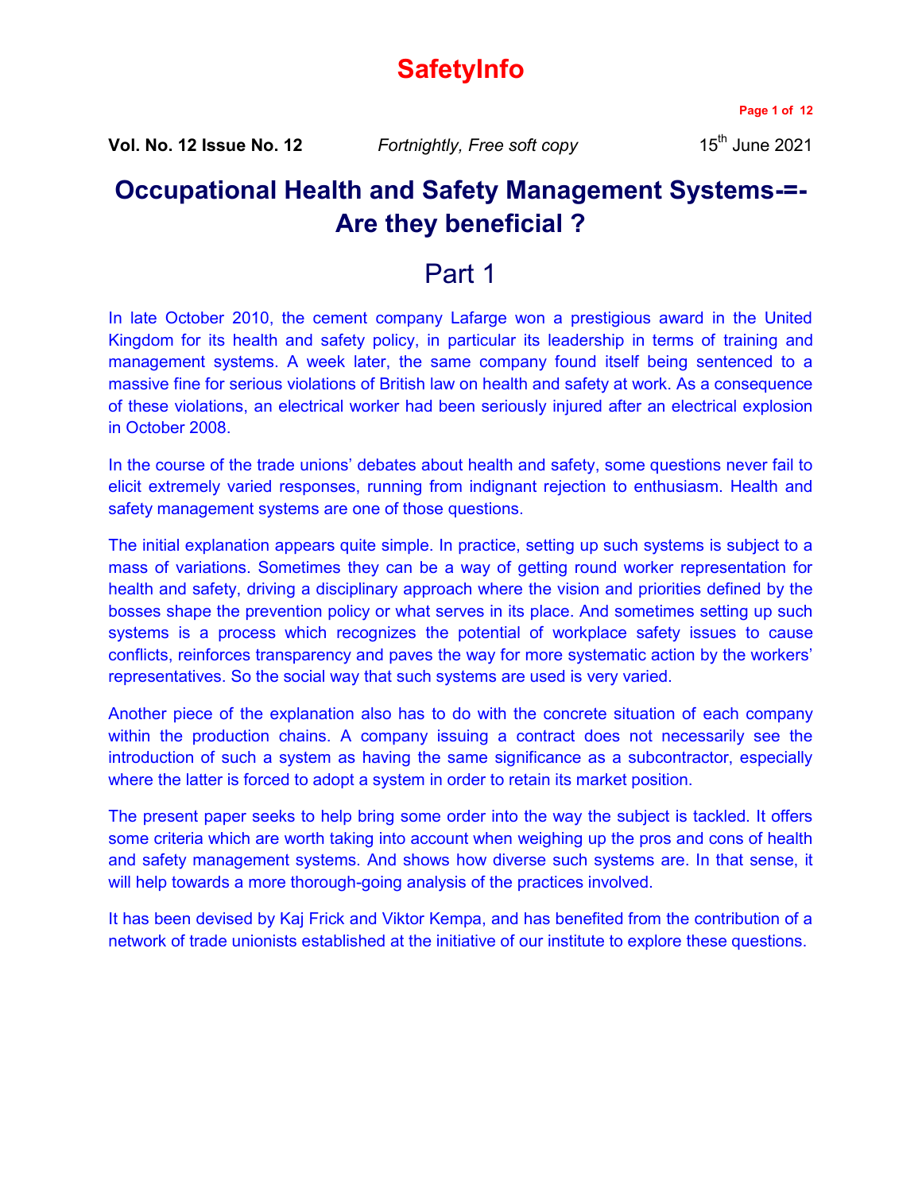# SafetyInfo

**Vol. No. 12 Issue No. 12** *Fortnightly, Free soft copy* 15th June 2021

## Occupational Health and Safety Management Systems-=- Are they beneficial ?

## Part 1

In late October 2010, the cement company Lafarge won a prestigious award in the United Kingdom for its health and safety policy, in particular its leadership in terms of training and management systems. A week later, the same company found itself being sentenced to a massive fine for serious violations of British law on health and safety at work. As a consequence of these violations, an electrical worker had been seriously injured after an electrical explosion in October 2008.

In the course of the trade unions' debates about health and safety, some questions never fail to elicit extremely varied responses, running from indignant rejection to enthusiasm. Health and safety management systems are one of those questions.

The initial explanation appears quite simple. In practice, setting up such systems is subject to a mass of variations. Sometimes they can be a way of getting round worker representation for health and safety, driving a disciplinary approach where the vision and priorities defined by the bosses shape the prevention policy or what serves in its place. And sometimes setting up such systems is a process which recognizes the potential of workplace safety issues to cause conflicts, reinforces transparency and paves the way for more systematic action by the workers' representatives. So the social way that such systems are used is very varied.

Another piece of the explanation also has to do with the concrete situation of each company within the production chains. A company issuing a contract does not necessarily see the introduction of such a system as having the same significance as a subcontractor, especially where the latter is forced to adopt a system in order to retain its market position.

The present paper seeks to help bring some order into the way the subject is tackled. It offers some criteria which are worth taking into account when weighing up the pros and cons of health and safety management systems. And shows how diverse such systems are. In that sense, it will help towards a more thorough-going analysis of the practices involved.

It has been devised by Kaj Frick and Viktor Kempa, and has benefited from the contribution of a network of trade unionists established at the initiative of our institute to explore these questions.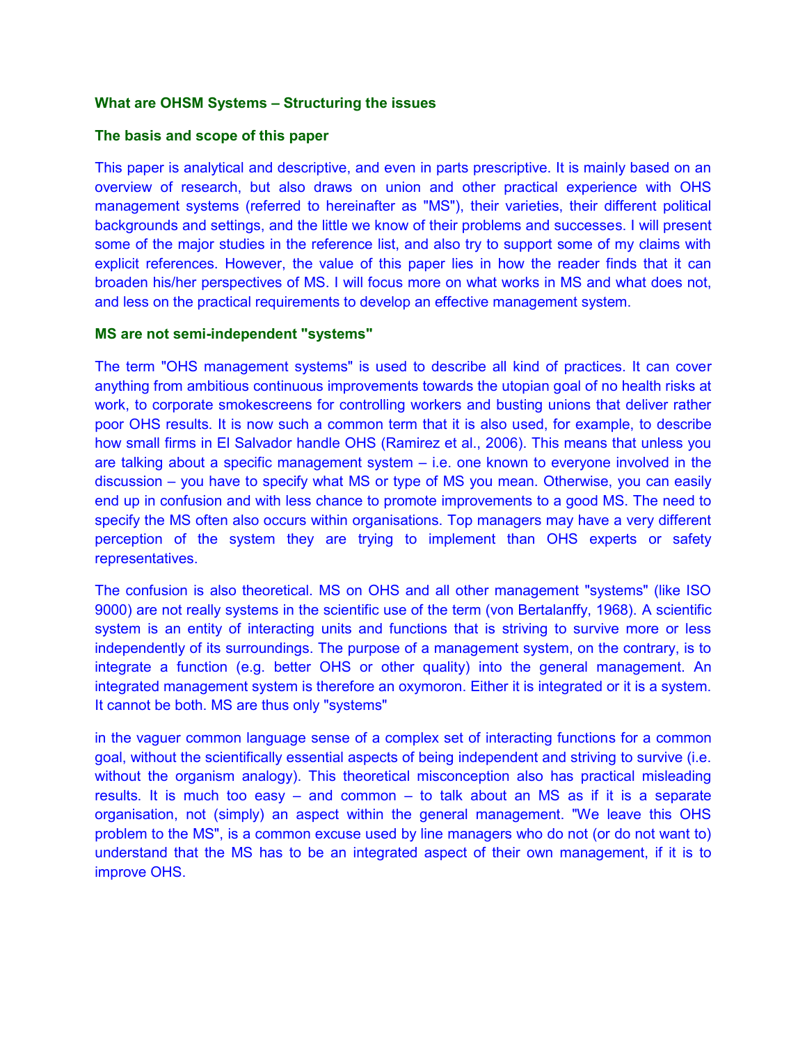## What are OHSM Systems – Structuring the issues

### The basis and scope of this paper

This paper is analytical and descriptive, and even in parts prescriptive. It is mainly based on an overview of research, but also draws on union and other practical experience with OHS management systems (referred to hereinafter as "MS"), their varieties, their different political backgrounds and settings, and the little we know of their problems and successes. I will present some of the major studies in the reference list, and also try to support some of my claims with explicit references. However, the value of this paper lies in how the reader finds that it can broaden his/her perspectives of MS. I will focus more on what works in MS and what does not, and less on the practical requirements to develop an effective management system.

### MS are not semi-independent "systems"

The term "OHS management systems" is used to describe all kind of practices. It can cover anything from ambitious continuous improvements towards the utopian goal of no health risks at work, to corporate smokescreens for controlling workers and busting unions that deliver rather poor OHS results. It is now such a common term that it is also used, for example, to describe how small firms in El Salvador handle OHS (Ramirez et al., 2006). This means that unless you are talking about a specific management system – i.e. one known to everyone involved in the discussion – you have to specify what MS or type of MS you mean. Otherwise, you can easily end up in confusion and with less chance to promote improvements to a good MS. The need to specify the MS often also occurs within organisations. Top managers may have a very different perception of the system they are trying to implement than OHS experts or safety representatives.

The confusion is also theoretical. MS on OHS and all other management "systems" (like ISO 9000) are not really systems in the scientific use of the term (von Bertalanffy, 1968). A scientific system is an entity of interacting units and functions that is striving to survive more or less independently of its surroundings. The purpose of a management system, on the contrary, is to integrate a function (e.g. better OHS or other quality) into the general management. An integrated management system is therefore an oxymoron. Either it is integrated or it is a system. It cannot be both. MS are thus only "systems" in the vaguer common language sense of a complex set of interacting functions for a common goal, without the scientifically essential aspects of being independent and striving to survive (i.e. without the organism analogy). This theoretical misconception also has practical misleading results. It is much too easy – and common – to talk about an MS as if it is a separate organisation, not (simply) an aspect within the general management. "We leave this OHS problem to the MS", is a common excuse used by line managers who do not (or do not want to) understand that the MS has to be an integrated aspect of their own management, if it is to improve OHS.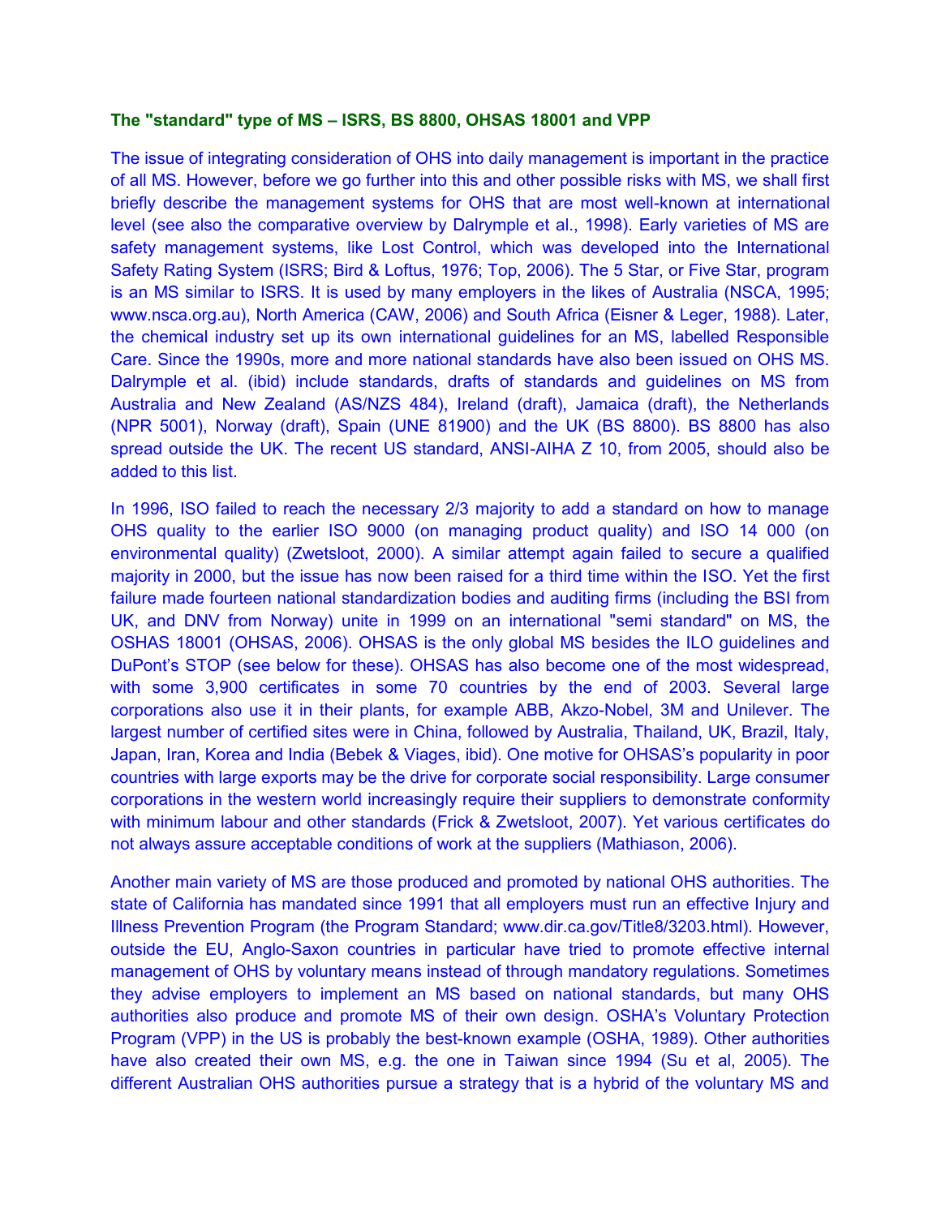### The "standard" type of MS – ISRS, BS 8800, OHSAS 18001 and VPP

The issue of integrating consideration of OHS into daily management is important in the practice of all MS. However, before we go further into this and other possible risks with MS, we shall first briefly describe the management systems for OHS that are most well-known at international level (see also the comparative overview by Dalrymple et al., 1998). Early varieties of MS are safety management systems, like Lost Control, which was developed into the International Safety Rating System (ISRS; Bird & Loftus, 1976; Top, 2006). The 5 Star, or Five Star, program is an MS similar to ISRS. It is used by many employers in the likes of Australia (NSCA, 1995; www.nsca.org.au), North America (CAW, 2006) and South Africa (Eisner & Leger, 1988). Later, the chemical industry set up its own international guidelines for an MS, labelled Responsible Care. Since the 1990s, more and more national standards have also been issued on OHS MS. Dalrymple et al. (ibid) include standards, drafts of standards and guidelines on MS from Australia and New Zealand (AS/NZS 484), Ireland (draft), Jamaica (draft), the Netherlands (NPR 5001), Norway (draft), Spain (UNE 81900) and the UK (BS 8800). BS 8800 has also spread outside the UK. The recent US standard, ANSI-AIHA Z 10, from 2005, should also be added to this list.

In 1996, ISO failed to reach the necessary 2/3 majority to add a standard on how to manage OHS quality to the earlier ISO 9000 (on managing product quality) and ISO 14 000 (on environmental quality) (Zwetsloot, 2000). A similar attempt again failed to secure a qualified majority in 2000, but the issue has now been raised for a third time within the ISO. Yet the first failure made fourteen national standardization bodies and auditing firms (including the BSI from UK, and DNV from Norway) unite in 1999 on an international "semi standard" on MS, the OSHAS 18001 (OHSAS, 2006). OHSAS is the only global MS besides the ILO guidelines and DuPont's STOP (see below for these). OHSAS has also become one of the most widespread, with some 3,900 certificates in some 70 countries by the end of 2003. Several large corporations also use it in their plants, for example ABB, Akzo-Nobel, 3M and Unilever. The largest number of certified sites were in China, followed by Australia, Thailand, UK, Brazil, Italy, Japan, Iran, Korea and India (Bebek & Viages, ibid). One motive for OHSAS's popularity in poor countries with large exports may be the drive for corporate social responsibility. Large consumer corporations in the western world increasingly require their suppliers to demonstrate conformity with minimum labour and other standards (Frick & Zwetsloot, 2007). Yet various certificates do not always assure acceptable conditions of work at the suppliers (Mathiason, 2006).

Another main variety of MS are those produced and promoted by national OHS authorities. The state of California has mandated since 1991 that all employers must run an effective Injury and Illness Prevention Program (the Program Standard; www.dir.ca.gov/Title8/3203.html). However, outside the EU, Anglo-Saxon countries in particular have tried to promote effective internal management of OHS by voluntary means instead of through mandatory regulations. Sometimes they advise employers to implement an MS based on national standards, but many OHS authorities also produce and promote MS of their own design. OSHA's Voluntary Protection Program (VPP) in the US is probably the best-known example (OSHA, 1989). Other authorities have also created their own MS, e.g. the one in Taiwan since 1994 (Su et al, 2005). The different Australian OHS authorities pursue a strategy that is a hybrid of the voluntary MS and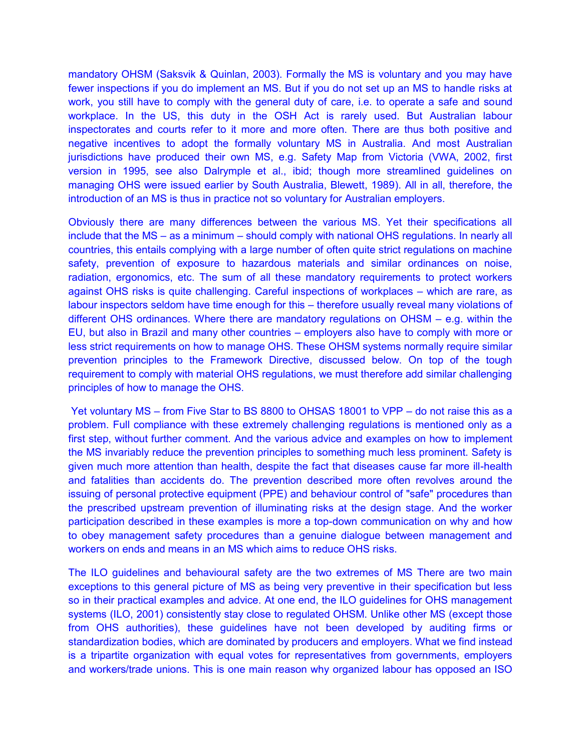mandatory OHSM (Saksvik & Quinlan, 2003). Formally the MS is voluntary and you may have fewer inspections if you do implement an MS. But if you do not set up an MS to handle risks at work, you still have to comply with the general duty of care, i.e. to operate a safe and sound workplace. In the US, this duty in the OSH Act is rarely used. But Australian labour inspectorates and courts refer to it more and more often. There are thus both positive and negative incentives to adopt the formally voluntary MS in Australia. And most Australian jurisdictions have produced their own MS, e.g. Safety Map from Victoria (VWA, 2002, first version in 1995, see also Dalrymple et al., ibid; though more streamlined guidelines on managing OHS were issued earlier by South Australia, Blewett, 1989). All in all, therefore, the introduction of an MS is thus in practice not so voluntary for Australian employers.

Obviously there are many differences between the various MS. Yet their specifications all include that the MS – as a minimum – should comply with national OHS regulations. In nearly all countries, this entails complying with a large number of often quite strict regulations on machine safety, prevention of exposure to hazardous materials and similar ordinances on noise, radiation, ergonomics, etc. The sum of all these mandatory requirements to protect workers against OHS risks is quite challenging. Careful inspections of workplaces – which are rare, as labour inspectors seldom have time enough for this – therefore usually reveal many violations of different OHS ordinances. Where there are mandatory regulations on OHSM – e.g. within the EU, but also in Brazil and many other countries – employers also have to comply with more or less strict requirements on how to manage OHS. These OHSM systems normally require similar prevention principles to the Framework Directive, discussed below. On top of the tough requirement to comply with material OHS regulations, we must therefore add similar challenging principles of how to manage the OHS.

Yet voluntary MS – from Five Star to BS 8800 to OHSAS 18001 to VPP – do not raise this as a problem. Full compliance with these extremely challenging regulations is mentioned only as a first step, without further comment. And the various advice and examples on how to implement the MS invariably reduce the prevention principles to something much less prominent. Safety is given much more attention than health, despite the fact that diseases cause far more ill-health and fatalities than accidents do. The prevention described more often revolves around the issuing of personal protective equipment (PPE) and behaviour control of "safe" procedures than the prescribed upstream prevention of illuminating risks at the design stage. And the worker participation described in these examples is more a top-down communication on why and how to obey management safety procedures than a genuine dialogue between management and workers on ends and means in an MS which aims to reduce OHS risks.

The ILO guidelines and behavioural safety are the two extremes of MS There are two main exceptions to this general picture of MS as being very preventive in their specification but less so in their practical examples and advice. At one end, the ILO guidelines for OHS management systems (ILO, 2001) consistently stay close to regulated OHSM. Unlike other MS (except those from OHS authorities), these guidelines have not been developed by auditing firms or standardization bodies, which are dominated by producers and employers. What we find instead is a tripartite organization with equal votes for representatives from governments, employers and workers/trade unions. This is one main reason why organized labour has opposed an ISO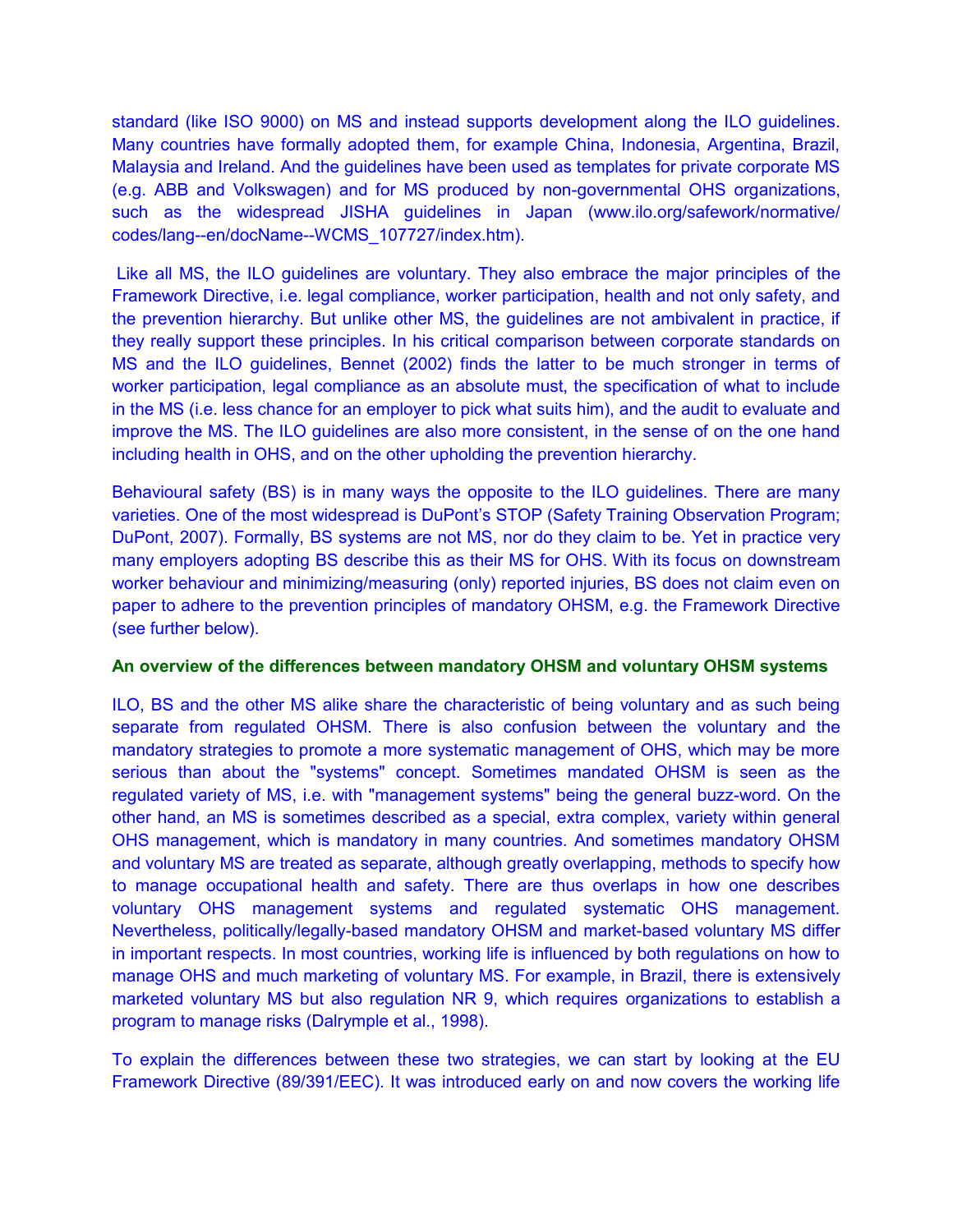standard (like ISO 9000) on MS and instead supports development along the ILO guidelines. Many countries have formally adopted them, for example China, Indonesia, Argentina, Brazil, Malaysia and Ireland. And the guidelines have been used as templates for private corporate MS (e.g. ABB and Volkswagen) and for MS produced by non-governmental OHS organizations, such as the widespread JISHA guidelines in Japan (www.ilo.org/safework/normative/codes/lang--en/docName--WCMS_107727/index.htm).

Like all MS, the ILO guidelines are voluntary. They also embrace the major principles of the Framework Directive, i.e. legal compliance, worker participation, health and not only safety, and the prevention hierarchy. But unlike other MS, the guidelines are not ambivalent in practice, if they really support these principles. In his critical comparison between corporate standards on MS and the ILO guidelines, Bennet (2002) finds the latter to be much stronger in terms of worker participation, legal compliance as an absolute must, the specification of what to include in the MS (i.e. less chance for an employer to pick what suits him), and the audit to evaluate and improve the MS. The ILO guidelines are also more consistent, in the sense of on the one hand including health in OHS, and on the other upholding the prevention hierarchy.

Behavioural safety (BS) is in many ways the opposite to the ILO guidelines. There are many varieties. One of the most widespread is DuPont's STOP (Safety Training Observation Program; DuPont, 2007). Formally, BS systems are not MS, nor do they claim to be. Yet in practice very many employers adopting BS describe this as their MS for OHS. With its focus on downstream worker behaviour and minimizing/measuring (only) reported injuries, BS does not claim even on paper to adhere to the prevention principles of mandatory OHSM, e.g. the Framework Directive (see further below).

**An overview of the differences between mandatory OHSM and voluntary OHSM systems**

ILO, BS and the other MS alike share the characteristic of being voluntary and as such being separate from regulated OHSM. There is also confusion between the voluntary and the mandatory strategies to promote a more systematic management of OHS, which may be more serious than about the "systems" concept. Sometimes mandated OHSM is seen as the regulated variety of MS, i.e. with "management systems" being the general buzz-word. On the other hand, an MS is sometimes described as a special, extra complex, variety within general OHS management, which is mandatory in many countries. And sometimes mandatory OHSM and voluntary MS are treated as separate, although greatly overlapping, methods to specify how to manage occupational health and safety. There are thus overlaps in how one describes voluntary OHS management systems and regulated systematic OHS management. Nevertheless, politically/legally-based mandatory OHSM and market-based voluntary MS differ in important respects. In most countries, working life is influenced by both regulations on how to manage OHS and much marketing of voluntary MS. For example, in Brazil, there is extensively marketed voluntary MS but also regulation NR 9, which requires organizations to establish a program to manage risks (Dalrymple et al., 1998).

To explain the differences between these two strategies, we can start by looking at the EU Framework Directive (89/391/EEC). It was introduced early on and now covers the working life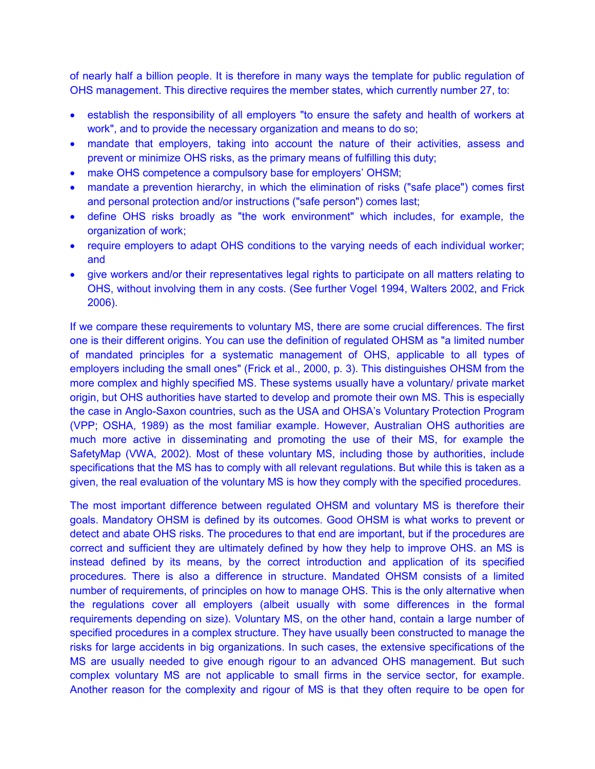of nearly half a billion people. It is therefore in many ways the template for public regulation of OHS management. This directive requires the member states, which currently number 27, to:

- establish the responsibility of all employers "to ensure the safety and health of workers at work", and to provide the necessary organization and means to do so;
- mandate that employers, taking into account the nature of their activities, assess and prevent or minimize OHS risks, as the primary means of fulfilling this duty;
- make OHS competence a compulsory base for employers' OHSM;
- mandate a prevention hierarchy, in which the elimination of risks ("safe place") comes first and personal protection and/or instructions ("safe person") comes last;
- define OHS risks broadly as "the work environment" which includes, for example, the organization of work;
- require employers to adapt OHS conditions to the varying needs of each individual worker; and
- give workers and/or their representatives legal rights to participate on all matters relating to OHS, without involving them in any costs. (See further Vogel 1994, Walters 2002, and Frick 2006).

If we compare these requirements to voluntary MS, there are some crucial differences. The first one is their different origins. You can use the definition of regulated OHSM as "a limited number of mandated principles for a systematic management of OHS, applicable to all types of employers including the small ones" (Frick et al., 2000, p. 3). This distinguishes OHSM from the more complex and highly specified MS. These systems usually have a voluntary/ private market origin, but OHS authorities have started to develop and promote their own MS. This is especially the case in Anglo-Saxon countries, such as the USA and OHSA's Voluntary Protection Program (VPP; OSHA, 1989) as the most familiar example. However, Australian OHS authorities are much more active in disseminating and promoting the use of their MS, for example the SafetyMap (VWA, 2002). Most of these voluntary MS, including those by authorities, include specifications that the MS has to comply with all relevant regulations. But while this is taken as a given, the real evaluation of the voluntary MS is how they comply with the specified procedures.

The most important difference between regulated OHSM and voluntary MS is therefore their goals. Mandatory OHSM is defined by its outcomes. Good OHSM is what works to prevent or detect and abate OHS risks. The procedures to that end are important, but if the procedures are correct and sufficient they are ultimately defined by how they help to improve OHS. an MS is instead defined by its means, by the correct introduction and application of its specified procedures. There is also a difference in structure. Mandated OHSM consists of a limited number of requirements, of principles on how to manage OHS. This is the only alternative when the regulations cover all employers (albeit usually with some differences in the formal requirements depending on size). Voluntary MS, on the other hand, contain a large number of specified procedures in a complex structure. They have usually been constructed to manage the risks for large accidents in big organizations. In such cases, the extensive specifications of the MS are usually needed to give enough rigour to an advanced OHS management. But such complex voluntary MS are not applicable to small firms in the service sector, for example. Another reason for the complexity and rigour of MS is that they often require to be open for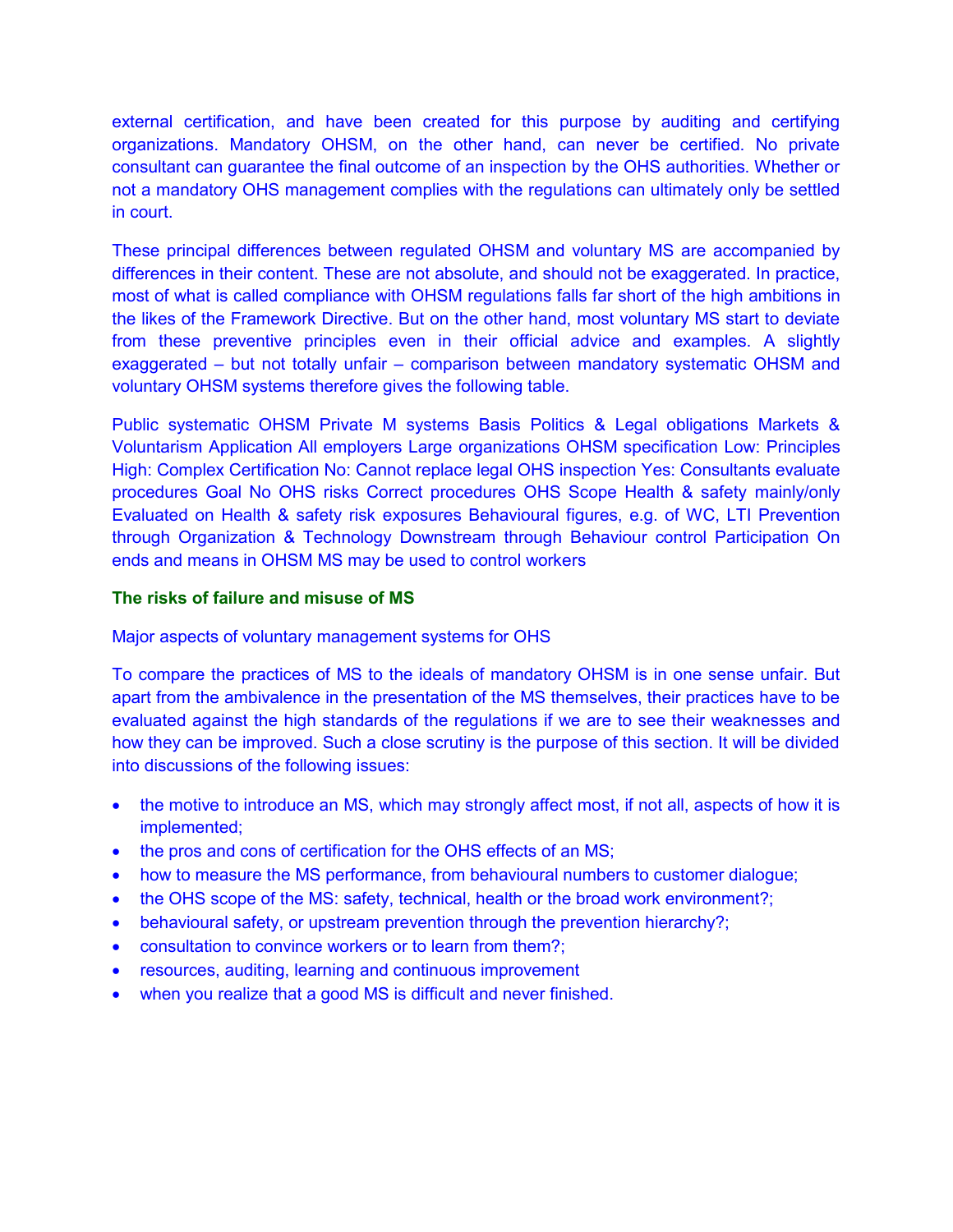external certification, and have been created for this purpose by auditing and certifying organizations. Mandatory OHSM, on the other hand, can never be certified. No private consultant can guarantee the final outcome of an inspection by the OHS authorities. Whether or not a mandatory OHS management complies with the regulations can ultimately only be settled in court.

These principal differences between regulated OHSM and voluntary MS are accompanied by differences in their content. These are not absolute, and should not be exaggerated. In practice, most of what is called compliance with OHSM regulations falls far short of the high ambitions in the likes of the Framework Directive. But on the other hand, most voluntary MS start to deviate from these preventive principles even in their official advice and examples. A slightly exaggerated – but not totally unfair – comparison between mandatory systematic OHSM and voluntary OHSM systems therefore gives the following table.

Public systematic OHSM Private M systems Basis Politics & Legal obligations Markets & Voluntarism Application All employers Large organizations OHSM specification Low: Principles High: Complex Certification No: Cannot replace legal OHS inspection Yes: Consultants evaluate procedures Goal No OHS risks Correct procedures OHS Scope Health & safety mainly/only Evaluated on Health & safety risk exposures Behavioural figures, e.g. of WC, LTI Prevention through Organization & Technology Downstream through Behaviour control Participation On ends and means in OHSM MS may be used to control workers

## The risks of failure and misuse of MS

Major aspects of voluntary management systems for OHS

To compare the practices of MS to the ideals of mandatory OHSM is in one sense unfair. But apart from the ambivalence in the presentation of the MS themselves, their practices have to be evaluated against the high standards of the regulations if we are to see their weaknesses and how they can be improved. Such a close scrutiny is the purpose of this section. It will be divided into discussions of the following issues:

- the motive to introduce an MS, which may strongly affect most, if not all, aspects of how it is implemented;
- the pros and cons of certification for the OHS effects of an MS;
- how to measure the MS performance, from behavioural numbers to customer dialogue;
- the OHS scope of the MS: safety, technical, health or the broad work environment?;
- behavioural safety, or upstream prevention through the prevention hierarchy?;
- consultation to convince workers or to learn from them?;
- resources, auditing, learning and continuous improvement
- when you realize that a good MS is difficult and never finished.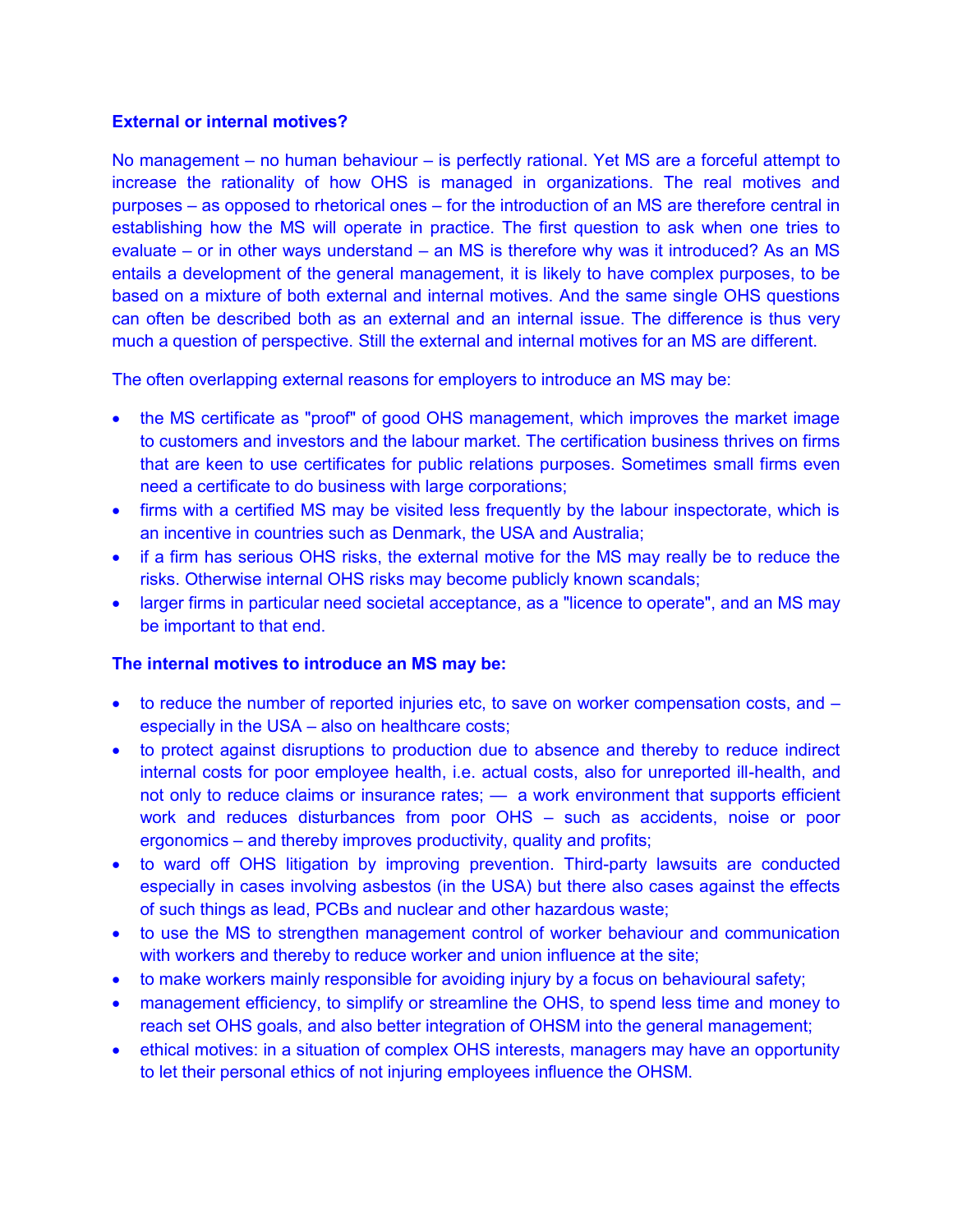**External or internal motives?**

No management – no human behaviour – is perfectly rational. Yet MS are a forceful attempt to increase the rationality of how OHS is managed in organizations. The real motives and purposes – as opposed to rhetorical ones – for the introduction of an MS are therefore central in establishing how the MS will operate in practice. The first question to ask when one tries to evaluate – or in other ways understand – an MS is therefore why was it introduced? As an MS entails a development of the general management, it is likely to have complex purposes, to be based on a mixture of both external and internal motives. And the same single OHS questions can often be described both as an external and an internal issue. The difference is thus very much a question of perspective. Still the external and internal motives for an MS are different.

The often overlapping external reasons for employers to introduce an MS may be:

- the MS certificate as "proof" of good OHS management, which improves the market image to customers and investors and the labour market. The certification business thrives on firms that are keen to use certificates for public relations purposes. Sometimes small firms even need a certificate to do business with large corporations;
- firms with a certified MS may be visited less frequently by the labour inspectorate, which is an incentive in countries such as Denmark, the USA and Australia;
- if a firm has serious OHS risks, the external motive for the MS may really be to reduce the risks. Otherwise internal OHS risks may become publicly known scandals;
- larger firms in particular need societal acceptance, as a "licence to operate", and an MS may be important to that end.

**The internal motives to introduce an MS may be:**

- to reduce the number of reported injuries etc, to save on worker compensation costs, and – especially in the USA – also on healthcare costs;
- to protect against disruptions to production due to absence and thereby to reduce indirect internal costs for poor employee health, i.e. actual costs, also for unreported ill-health, and not only to reduce claims or insurance rates; — a work environment that supports efficient work and reduces disturbances from poor OHS – such as accidents, noise or poor ergonomics – and thereby improves productivity, quality and profits;
- to ward off OHS litigation by improving prevention. Third-party lawsuits are conducted especially in cases involving asbestos (in the USA) but there also cases against the effects of such things as lead, PCBs and nuclear and other hazardous waste;
- to use the MS to strengthen management control of worker behaviour and communication with workers and thereby to reduce worker and union influence at the site;
- to make workers mainly responsible for avoiding injury by a focus on behavioural safety;
- management efficiency, to simplify or streamline the OHS, to spend less time and money to reach set OHS goals, and also better integration of OHSM into the general management;
- ethical motives: in a situation of complex OHS interests, managers may have an opportunity to let their personal ethics of not injuring employees influence the OHSM.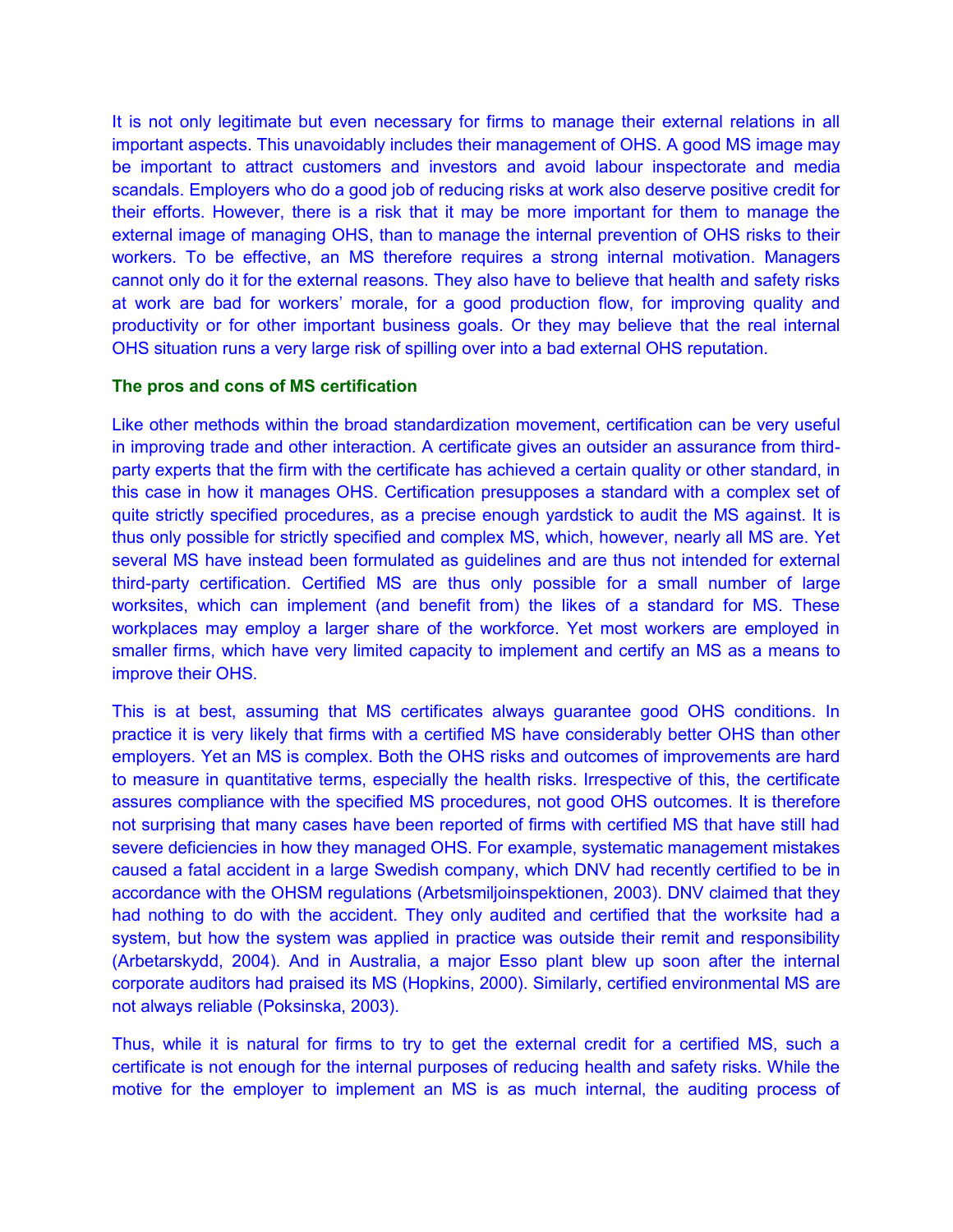It is not only legitimate but even necessary for firms to manage their external relations in all important aspects. This unavoidably includes their management of OHS. A good MS image may be important to attract customers and investors and avoid labour inspectorate and media scandals. Employers who do a good job of reducing risks at work also deserve positive credit for their efforts. However, there is a risk that it may be more important for them to manage the external image of managing OHS, than to manage the internal prevention of OHS risks to their workers. To be effective, an MS therefore requires a strong internal motivation. Managers cannot only do it for the external reasons. They also have to believe that health and safety risks at work are bad for workers' morale, for a good production flow, for improving quality and productivity or for other important business goals. Or they may believe that the real internal OHS situation runs a very large risk of spilling over into a bad external OHS reputation.

### The pros and cons of MS certification

Like other methods within the broad standardization movement, certification can be very useful in improving trade and other interaction. A certificate gives an outsider an assurance from third-party experts that the firm with the certificate has achieved a certain quality or other standard, in this case in how it manages OHS. Certification presupposes a standard with a complex set of quite strictly specified procedures, as a precise enough yardstick to audit the MS against. It is thus only possible for strictly specified and complex MS, which, however, nearly all MS are. Yet several MS have instead been formulated as guidelines and are thus not intended for external third-party certification. Certified MS are thus only possible for a small number of large worksites, which can implement (and benefit from) the likes of a standard for MS. These workplaces may employ a larger share of the workforce. Yet most workers are employed in smaller firms, which have very limited capacity to implement and certify an MS as a means to improve their OHS.

This is at best, assuming that MS certificates always guarantee good OHS conditions. In practice it is very likely that firms with a certified MS have considerably better OHS than other employers. Yet an MS is complex. Both the OHS risks and outcomes of improvements are hard to measure in quantitative terms, especially the health risks. Irrespective of this, the certificate assures compliance with the specified MS procedures, not good OHS outcomes. It is therefore not surprising that many cases have been reported of firms with certified MS that have still had severe deficiencies in how they managed OHS. For example, systematic management mistakes caused a fatal accident in a large Swedish company, which DNV had recently certified to be in accordance with the OHSM regulations (Arbetsmiljoinspektionen, 2003). DNV claimed that they had nothing to do with the accident. They only audited and certified that the worksite had a system, but how the system was applied in practice was outside their remit and responsibility (Arbetarskydd, 2004). And in Australia, a major Esso plant blew up soon after the internal corporate auditors had praised its MS (Hopkins, 2000). Similarly, certified environmental MS are not always reliable (Poksinska, 2003).

Thus, while it is natural for firms to try to get the external credit for a certified MS, such a certificate is not enough for the internal purposes of reducing health and safety risks. While the motive for the employer to implement an MS is as much internal, the auditing process of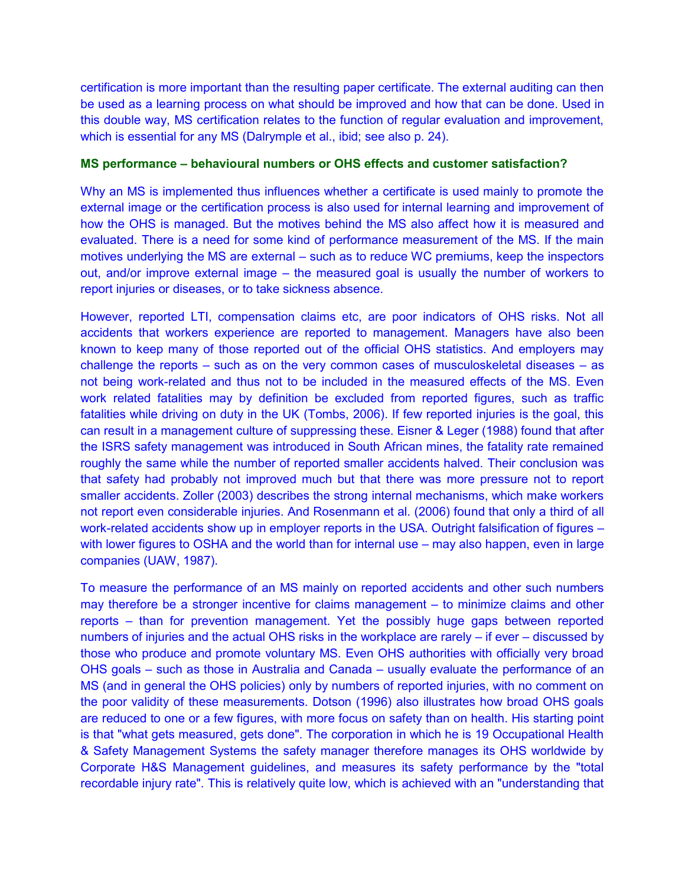certification is more important than the resulting paper certificate. The external auditing can then be used as a learning process on what should be improved and how that can be done. Used in this double way, MS certification relates to the function of regular evaluation and improvement, which is essential for any MS (Dalrymple et al., ibid; see also p. 24).

**MS performance – behavioural numbers or OHS effects and customer satisfaction?**

Why an MS is implemented thus influences whether a certificate is used mainly to promote the external image or the certification process is also used for internal learning and improvement of how the OHS is managed. But the motives behind the MS also affect how it is measured and evaluated. There is a need for some kind of performance measurement of the MS. If the main motives underlying the MS are external – such as to reduce WC premiums, keep the inspectors out, and/or improve external image – the measured goal is usually the number of workers to report injuries or diseases, or to take sickness absence.

However, reported LTI, compensation claims etc, are poor indicators of OHS risks. Not all accidents that workers experience are reported to management. Managers have also been known to keep many of those reported out of the official OHS statistics. And employers may challenge the reports – such as on the very common cases of musculoskeletal diseases – as not being work-related and thus not to be included in the measured effects of the MS. Even work related fatalities may by definition be excluded from reported figures, such as traffic fatalities while driving on duty in the UK (Tombs, 2006). If few reported injuries is the goal, this can result in a management culture of suppressing these. Eisner & Leger (1988) found that after the ISRS safety management was introduced in South African mines, the fatality rate remained roughly the same while the number of reported smaller accidents halved. Their conclusion was that safety had probably not improved much but that there was more pressure not to report smaller accidents. Zoller (2003) describes the strong internal mechanisms, which make workers not report even considerable injuries. And Rosenmann et al. (2006) found that only a third of all work-related accidents show up in employer reports in the USA. Outright falsification of figures – with lower figures to OSHA and the world than for internal use – may also happen, even in large companies (UAW, 1987).

To measure the performance of an MS mainly on reported accidents and other such numbers may therefore be a stronger incentive for claims management – to minimize claims and other reports – than for prevention management. Yet the possibly huge gaps between reported numbers of injuries and the actual OHS risks in the workplace are rarely – if ever – discussed by those who produce and promote voluntary MS. Even OHS authorities with officially very broad OHS goals – such as those in Australia and Canada – usually evaluate the performance of an MS (and in general the OHS policies) only by numbers of reported injuries, with no comment on the poor validity of these measurements. Dotson (1996) also illustrates how broad OHS goals are reduced to one or a few figures, with more focus on safety than on health. His starting point is that "what gets measured, gets done". The corporation in which he is 19 Occupational Health & Safety Management Systems the safety manager therefore manages its OHS worldwide by Corporate H&S Management guidelines, and measures its safety performance by the "total recordable injury rate". This is relatively quite low, which is achieved with an "understanding that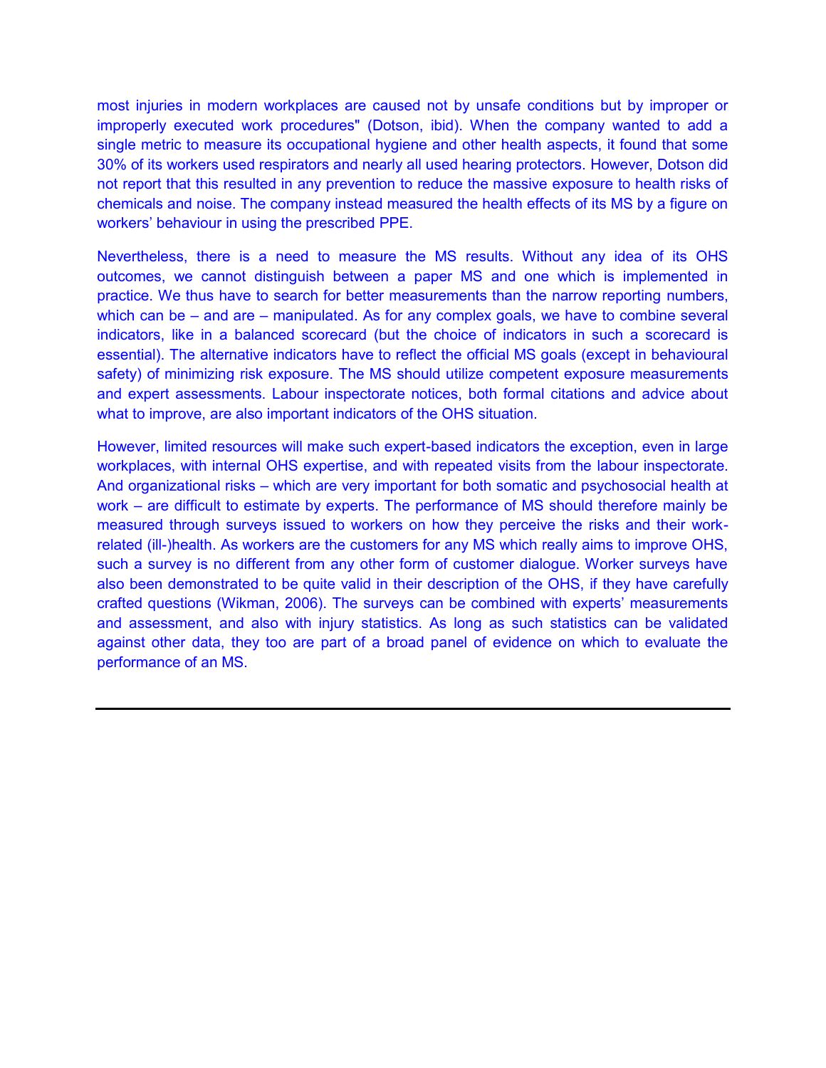most injuries in modern workplaces are caused not by unsafe conditions but by improper or improperly executed work procedures" (Dotson, ibid). When the company wanted to add a single metric to measure its occupational hygiene and other health aspects, it found that some 30% of its workers used respirators and nearly all used hearing protectors. However, Dotson did not report that this resulted in any prevention to reduce the massive exposure to health risks of chemicals and noise. The company instead measured the health effects of its MS by a figure on workers' behaviour in using the prescribed PPE.

Nevertheless, there is a need to measure the MS results. Without any idea of its OHS outcomes, we cannot distinguish between a paper MS and one which is implemented in practice. We thus have to search for better measurements than the narrow reporting numbers, which can be – and are – manipulated. As for any complex goals, we have to combine several indicators, like in a balanced scorecard (but the choice of indicators in such a scorecard is essential). The alternative indicators have to reflect the official MS goals (except in behavioural safety) of minimizing risk exposure. The MS should utilize competent exposure measurements and expert assessments. Labour inspectorate notices, both formal citations and advice about what to improve, are also important indicators of the OHS situation.

However, limited resources will make such expert-based indicators the exception, even in large workplaces, with internal OHS expertise, and with repeated visits from the labour inspectorate. And organizational risks – which are very important for both somatic and psychosocial health at work – are difficult to estimate by experts. The performance of MS should therefore mainly be measured through surveys issued to workers on how they perceive the risks and their work-related (ill-)health. As workers are the customers for any MS which really aims to improve OHS, such a survey is no different from any other form of customer dialogue. Worker surveys have also been demonstrated to be quite valid in their description of the OHS, if they have carefully crafted questions (Wikman, 2006). The surveys can be combined with experts' measurements and assessment, and also with injury statistics. As long as such statistics can be validated against other data, they too are part of a broad panel of evidence on which to evaluate the performance of an MS.

---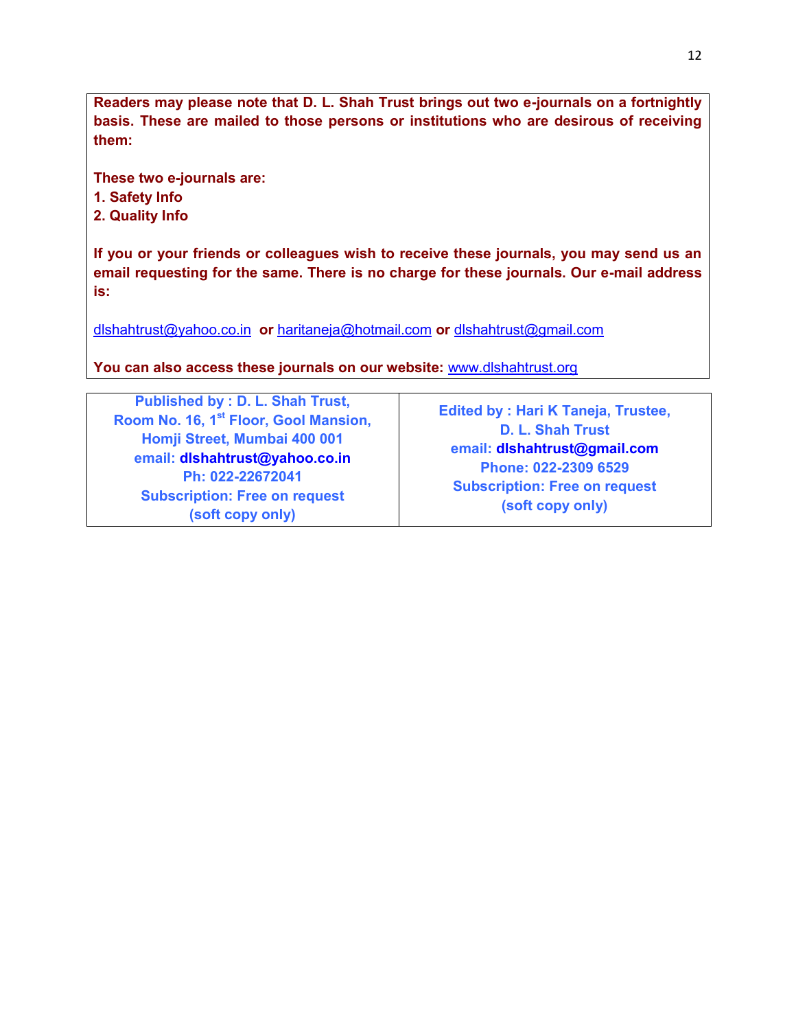**Readers may please note that D. L. Shah Trust brings out two e-journals on a fortnightly basis. These are mailed to those persons or institutions who are desirous of receiving them:**

**These two e-journals are:**
**1. Safety Info**
**2. Quality Info**

**If you or your friends or colleagues wish to receive these journals, you may send us an email requesting for the same. There is no charge for these journals. Our e-mail address is:**

dlshahtrust@yahoo.co.in **or** haritaneja@hotmail.com **or** dlshahtrust@gmail.com

**You can also access these journals on our website:** www.dlshahtrust.org

| | |
|---|---|
| **Published by : D. L. Shah Trust, Room No. 16, 1st Floor, Gool Mansion, Homji Street, Mumbai 400 001 email: dlshahtrust@yahoo.co.in Ph: 022-22672041 Subscription: Free on request (soft copy only)** | **Edited by : Hari K Taneja, Trustee, D. L. Shah Trust email: dlshahtrust@gmail.com Phone: 022-2309 6529 Subscription: Free on request (soft copy only)** |